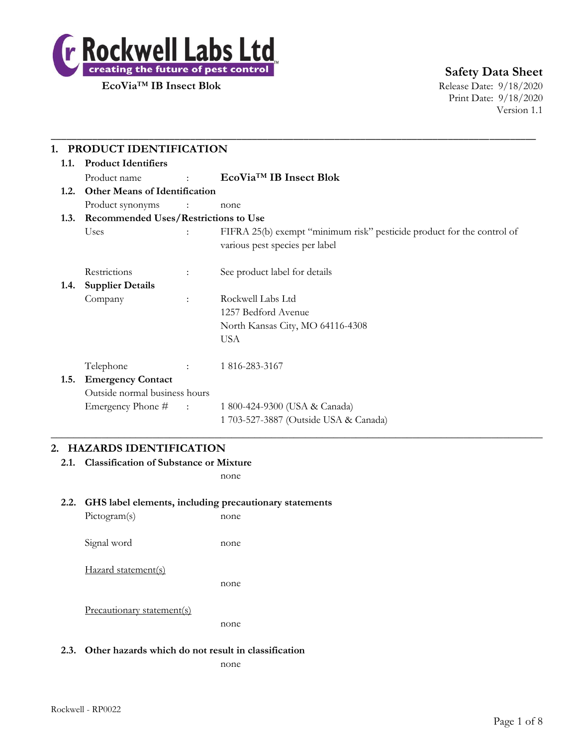**Rockwell Labs Ltd**
creating the future of pest control™

**EcoVia™ IB Insect Blok**

**Safety Data Sheet**
Release Date: 9/18/2020
Print Date: 9/18/2020
Version 1.1

---

## 1. PRODUCT IDENTIFICATION

### 1.1. Product Identifiers

Product name : **EcoVia™ IB Insect Blok**

### 1.2. Other Means of Identification

Product synonyms : none

### 1.3. Recommended Uses/Restrictions to Use

Uses : FIFRA 25(b) exempt "minimum risk" pesticide product for the control of various pest species per label

Restrictions : See product label for details

### 1.4. Supplier Details

Company : Rockwell Labs Ltd
1257 Bedford Avenue
North Kansas City, MO 64116-4308
USA

Telephone : 1 816-283-3167

### 1.5. Emergency Contact

Outside normal business hours

Emergency Phone # : 1 800-424-9300 (USA & Canada)
1 703-527-3887 (Outside USA & Canada)

---

## 2. HAZARDS IDENTIFICATION

### 2.1. Classification of Substance or Mixture

none

### 2.2. GHS label elements, including precautionary statements

Pictogram(s) none

Signal word none

Hazard statement(s)

none

Precautionary statement(s)

none

### 2.3. Other hazards which do not result in classification

none

Rockwell - RP0022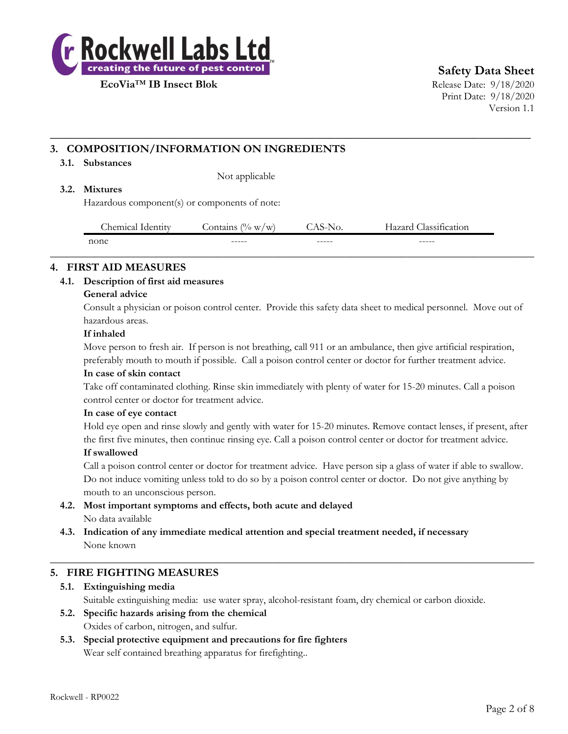## 3. COMPOSITION/INFORMATION ON INGREDIENTS

### 3.1. Substances

Not applicable

### 3.2. Mixtures

Hazardous component(s) or components of note:

| Chemical Identity | Contains (% w/w) | CAS-No. | Hazard Classification |
|---|---|---|---|
| none | ----- | ----- | ----- |

## 4. FIRST AID MEASURES

### 4.1. Description of first aid measures

**General advice**

Consult a physician or poison control center. Provide this safety data sheet to medical personnel. Move out of hazardous areas.

**If inhaled**

Move person to fresh air. If person is not breathing, call 911 or an ambulance, then give artificial respiration, preferably mouth to mouth if possible. Call a poison control center or doctor for further treatment advice.

**In case of skin contact**

Take off contaminated clothing. Rinse skin immediately with plenty of water for 15-20 minutes. Call a poison control center or doctor for treatment advice.

**In case of eye contact**

Hold eye open and rinse slowly and gently with water for 15-20 minutes. Remove contact lenses, if present, after the first five minutes, then continue rinsing eye. Call a poison control center or doctor for treatment advice.

**If swallowed**

Call a poison control center or doctor for treatment advice. Have person sip a glass of water if able to swallow. Do not induce vomiting unless told to do so by a poison control center or doctor. Do not give anything by mouth to an unconscious person.

### 4.2. Most important symptoms and effects, both acute and delayed

No data available

### 4.3. Indication of any immediate medical attention and special treatment needed, if necessary

None known

## 5. FIRE FIGHTING MEASURES

### 5.1. Extinguishing media

Suitable extinguishing media: use water spray, alcohol-resistant foam, dry chemical or carbon dioxide.

### 5.2. Specific hazards arising from the chemical

Oxides of carbon, nitrogen, and sulfur.

### 5.3. Special protective equipment and precautions for fire fighters

Wear self contained breathing apparatus for firefighting..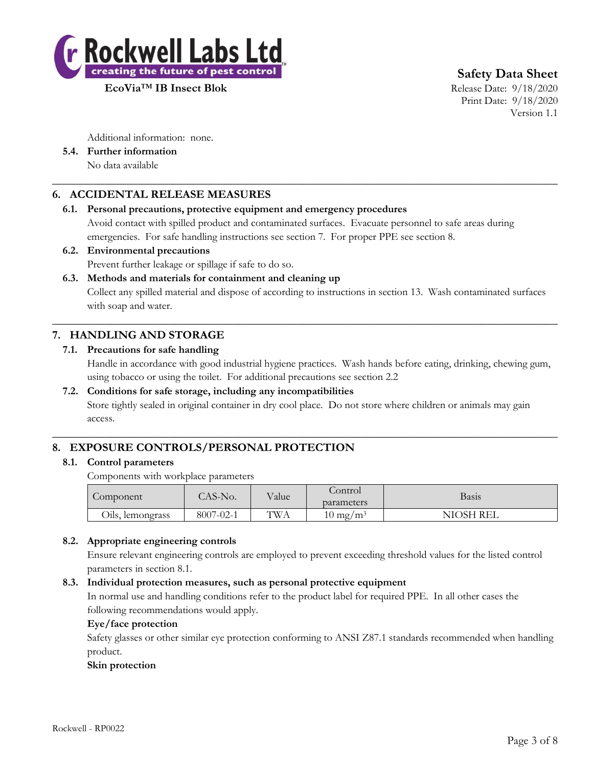Additional information: none.

**5.4. Further information**

No data available

## 6. ACCIDENTAL RELEASE MEASURES

**6.1. Personal precautions, protective equipment and emergency procedures**

Avoid contact with spilled product and contaminated surfaces. Evacuate personnel to safe areas during emergencies. For safe handling instructions see section 7. For proper PPE see section 8.

**6.2. Environmental precautions**

Prevent further leakage or spillage if safe to do so.

**6.3. Methods and materials for containment and cleaning up**

Collect any spilled material and dispose of according to instructions in section 13. Wash contaminated surfaces with soap and water.

## 7. HANDLING AND STORAGE

**7.1. Precautions for safe handling**

Handle in accordance with good industrial hygiene practices. Wash hands before eating, drinking, chewing gum, using tobacco or using the toilet. For additional precautions see section 2.2

**7.2. Conditions for safe storage, including any incompatibilities**

Store tightly sealed in original container in dry cool place. Do not store where children or animals may gain access.

## 8. EXPOSURE CONTROLS/PERSONAL PROTECTION

**8.1. Control parameters**

Components with workplace parameters

| Component | CAS-No. | Value | Control parameters | Basis |
|---|---|---|---|---|
| Oils, lemongrass | 8007-02-1 | TWA | 10 mg/m$^3$ | NIOSH REL |

**8.2. Appropriate engineering controls**

Ensure relevant engineering controls are employed to prevent exceeding threshold values for the listed control parameters in section 8.1.

**8.3. Individual protection measures, such as personal protective equipment**

In normal use and handling conditions refer to the product label for required PPE. In all other cases the following recommendations would apply.

**Eye/face protection**

Safety glasses or other similar eye protection conforming to ANSI Z87.1 standards recommended when handling product.

**Skin protection**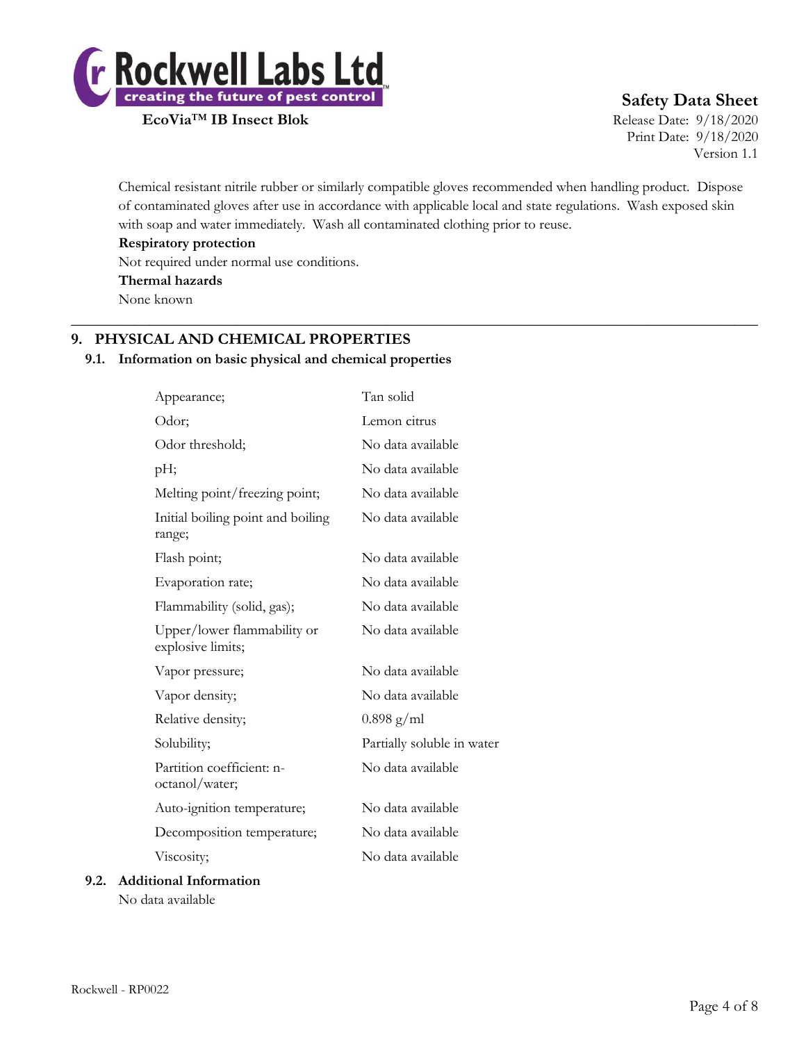Chemical resistant nitrile rubber or similarly compatible gloves recommended when handling product. Dispose of contaminated gloves after use in accordance with applicable local and state regulations. Wash exposed skin with soap and water immediately. Wash all contaminated clothing prior to reuse.

**Respiratory protection**

Not required under normal use conditions.

**Thermal hazards**

None known

---

## 9. PHYSICAL AND CHEMICAL PROPERTIES

### 9.1. Information on basic physical and chemical properties

| | |
|---|---|
| Appearance; | Tan solid |
| Odor; | Lemon citrus |
| Odor threshold; | No data available |
| pH; | No data available |
| Melting point/freezing point; | No data available |
| Initial boiling point and boiling range; | No data available |
| Flash point; | No data available |
| Evaporation rate; | No data available |
| Flammability (solid, gas); | No data available |
| Upper/lower flammability or explosive limits; | No data available |
| Vapor pressure; | No data available |
| Vapor density; | No data available |
| Relative density; | 0.898 g/ml |
| Solubility; | Partially soluble in water |
| Partition coefficient: n-octanol/water; | No data available |
| Auto-ignition temperature; | No data available |
| Decomposition temperature; | No data available |
| Viscosity; | No data available |

### 9.2. Additional Information

No data available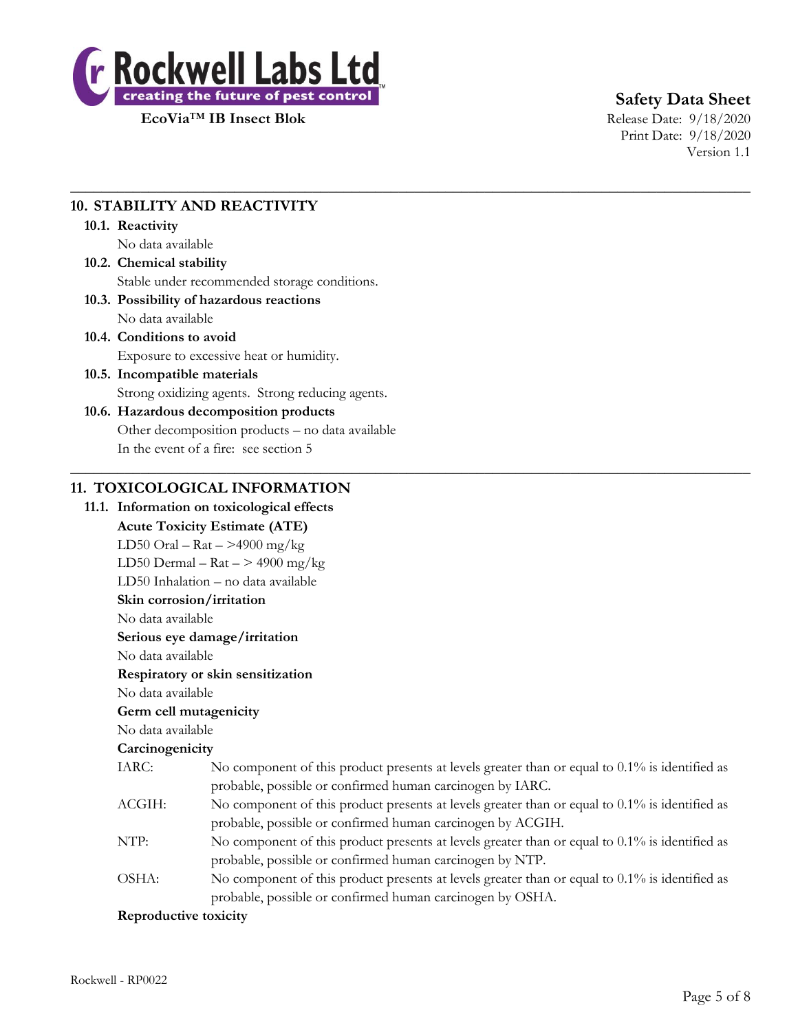## 10. STABILITY AND REACTIVITY

### 10.1. Reactivity

No data available

### 10.2. Chemical stability

Stable under recommended storage conditions.

### 10.3. Possibility of hazardous reactions

No data available

### 10.4. Conditions to avoid

Exposure to excessive heat or humidity.

### 10.5. Incompatible materials

Strong oxidizing agents. Strong reducing agents.

### 10.6. Hazardous decomposition products

Other decomposition products – no data available

In the event of a fire: see section 5

## 11. TOXICOLOGICAL INFORMATION

### 11.1. Information on toxicological effects

**Acute Toxicity Estimate (ATE)**

LD50 Oral – Rat – >4900 mg/kg

LD50 Dermal – Rat – > 4900 mg/kg

LD50 Inhalation – no data available

**Skin corrosion/irritation**

No data available

**Serious eye damage/irritation**

No data available

**Respiratory or skin sensitization**

No data available

**Germ cell mutagenicity**

No data available

**Carcinogenicity**

IARC: No component of this product presents at levels greater than or equal to 0.1% is identified as probable, possible or confirmed human carcinogen by IARC.

ACGIH: No component of this product presents at levels greater than or equal to 0.1% is identified as probable, possible or confirmed human carcinogen by ACGIH.

NTP: No component of this product presents at levels greater than or equal to 0.1% is identified as probable, possible or confirmed human carcinogen by NTP.

OSHA: No component of this product presents at levels greater than or equal to 0.1% is identified as probable, possible or confirmed human carcinogen by OSHA.

**Reproductive toxicity**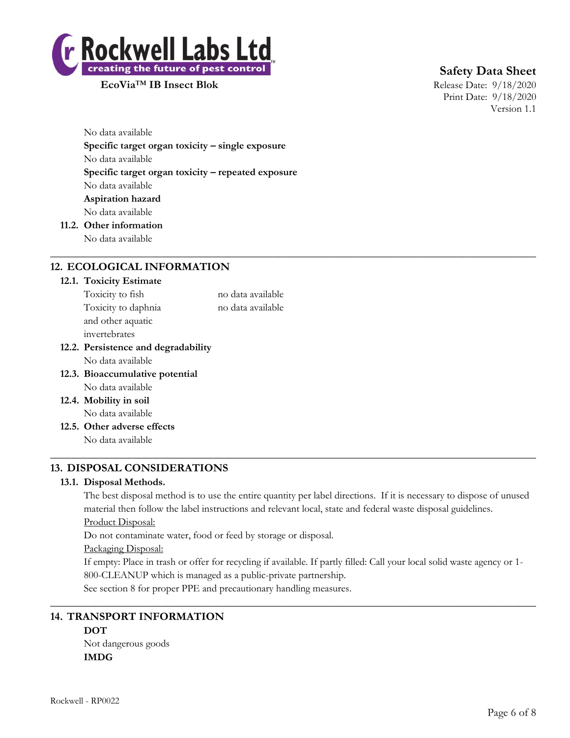No data available

**Specific target organ toxicity – single exposure**

No data available

**Specific target organ toxicity – repeated exposure**

No data available

**Aspiration hazard**

No data available

**11.2. Other information**

No data available

## 12. ECOLOGICAL INFORMATION

**12.1. Toxicity Estimate**

| | |
|---|---|
| Toxicity to fish | no data available |
| Toxicity to daphnia and other aquatic invertebrates | no data available |

**12.2. Persistence and degradability**

No data available

**12.3. Bioaccumulative potential**

No data available

**12.4. Mobility in soil**

No data available

**12.5. Other adverse effects**

No data available

## 13. DISPOSAL CONSIDERATIONS

**13.1. Disposal Methods.**

The best disposal method is to use the entire quantity per label directions. If it is necessary to dispose of unused material then follow the label instructions and relevant local, state and federal waste disposal guidelines.

Product Disposal:

Do not contaminate water, food or feed by storage or disposal.

Packaging Disposal:

If empty: Place in trash or offer for recycling if available. If partly filled: Call your local solid waste agency or 1-800-CLEANUP which is managed as a public-private partnership.

See section 8 for proper PPE and precautionary handling measures.

## 14. TRANSPORT INFORMATION

**DOT**

Not dangerous goods

**IMDG**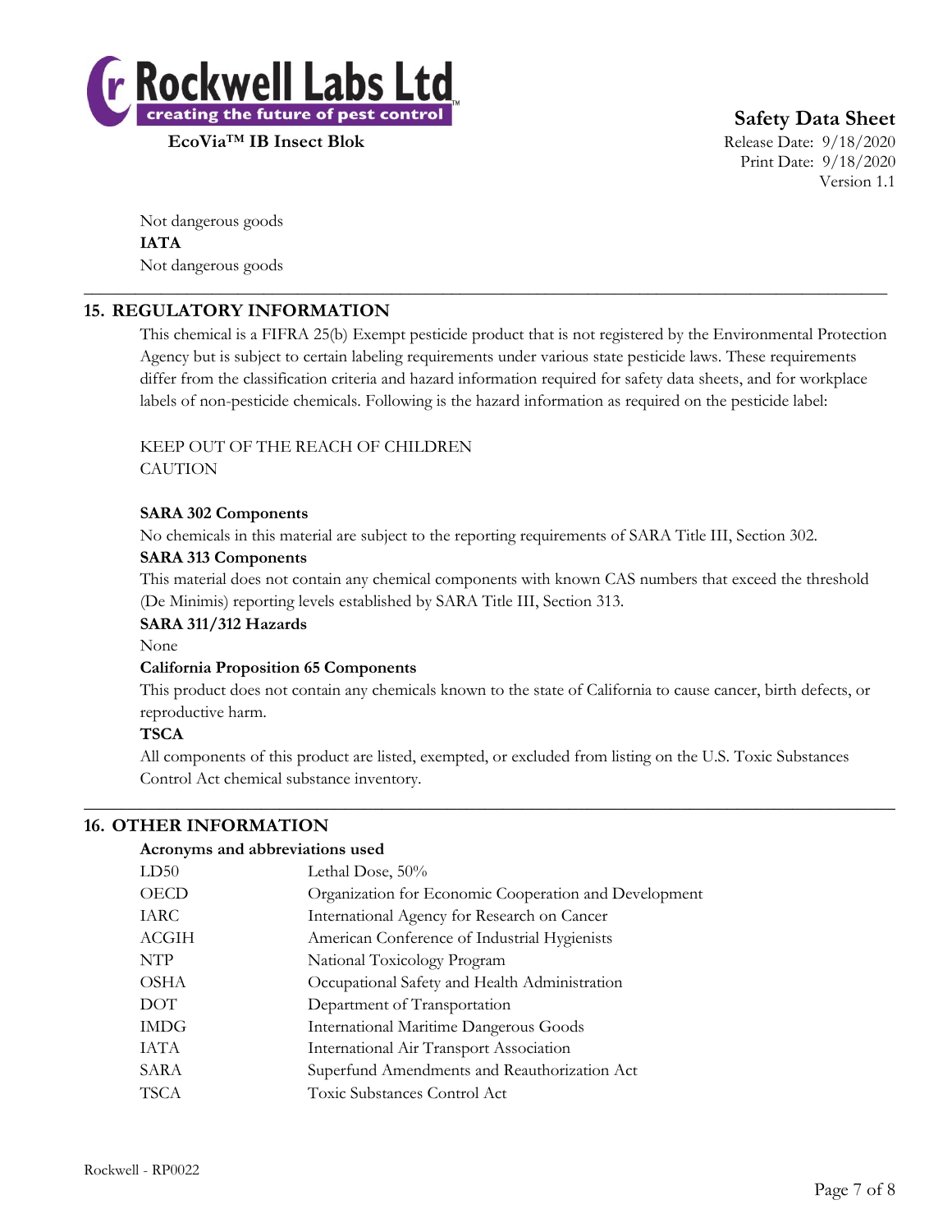Not dangerous goods

**IATA**

Not dangerous goods

## 15. REGULATORY INFORMATION

This chemical is a FIFRA 25(b) Exempt pesticide product that is not registered by the Environmental Protection Agency but is subject to certain labeling requirements under various state pesticide laws. These requirements differ from the classification criteria and hazard information required for safety data sheets, and for workplace labels of non-pesticide chemicals. Following is the hazard information as required on the pesticide label:

KEEP OUT OF THE REACH OF CHILDREN
CAUTION

**SARA 302 Components**

No chemicals in this material are subject to the reporting requirements of SARA Title III, Section 302.

**SARA 313 Components**

This material does not contain any chemical components with known CAS numbers that exceed the threshold (De Minimis) reporting levels established by SARA Title III, Section 313.

**SARA 311/312 Hazards**

None

**California Proposition 65 Components**

This product does not contain any chemicals known to the state of California to cause cancer, birth defects, or reproductive harm.

**TSCA**

All components of this product are listed, exempted, or excluded from listing on the U.S. Toxic Substances Control Act chemical substance inventory.

## 16. OTHER INFORMATION

**Acronyms and abbreviations used**

| | |
|---|---|
| LD50 | Lethal Dose, 50% |
| OECD | Organization for Economic Cooperation and Development |
| IARC | International Agency for Research on Cancer |
| ACGIH | American Conference of Industrial Hygienists |
| NTP | National Toxicology Program |
| OSHA | Occupational Safety and Health Administration |
| DOT | Department of Transportation |
| IMDG | International Maritime Dangerous Goods |
| IATA | International Air Transport Association |
| SARA | Superfund Amendments and Reauthorization Act |
| TSCA | Toxic Substances Control Act |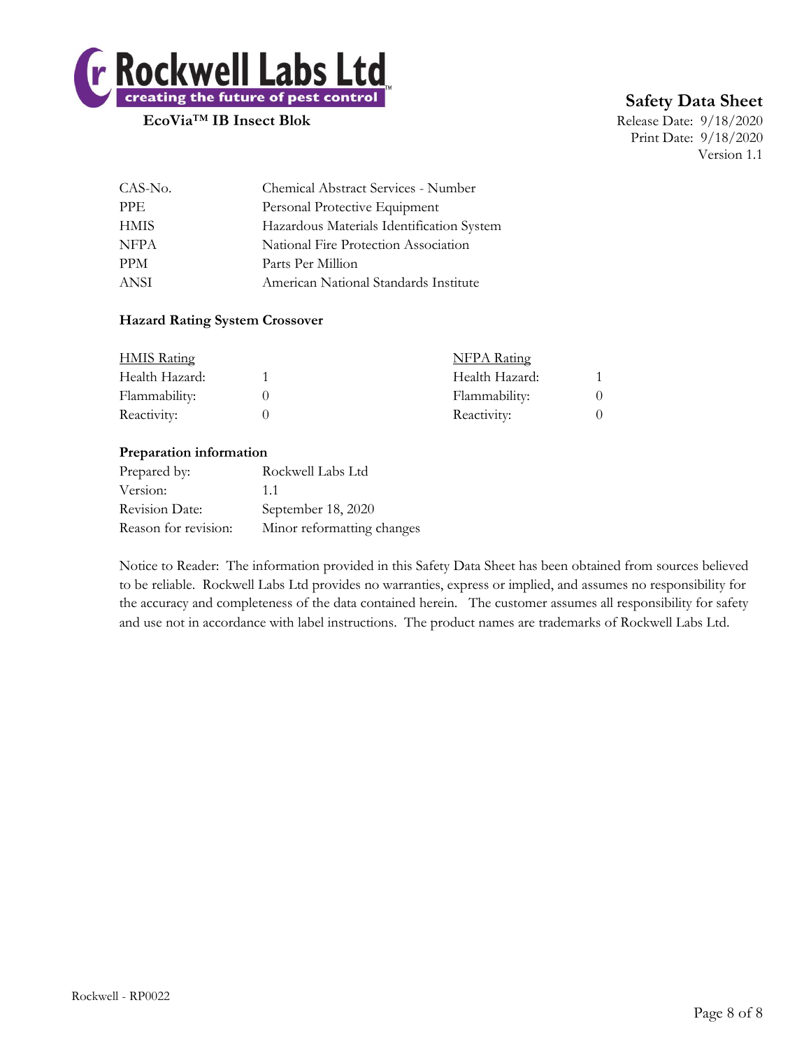| | |
|---|---|
| CAS-No. | Chemical Abstract Services - Number |
| PPE | Personal Protective Equipment |
| HMIS | Hazardous Materials Identification System |
| NFPA | National Fire Protection Association |
| PPM | Parts Per Million |
| ANSI | American National Standards Institute |

**Hazard Rating System Crossover**

| HMIS Rating | | NFPA Rating | |
|---|---|---|---|
| Health Hazard: | 1 | Health Hazard: | 1 |
| Flammability: | 0 | Flammability: | 0 |
| Reactivity: | 0 | Reactivity: | 0 |

**Preparation information**

| | |
|---|---|
| Prepared by: | Rockwell Labs Ltd |
| Version: | 1.1 |
| Revision Date: | September 18, 2020 |
| Reason for revision: | Minor reformatting changes |

Notice to Reader: The information provided in this Safety Data Sheet has been obtained from sources believed to be reliable. Rockwell Labs Ltd provides no warranties, express or implied, and assumes no responsibility for the accuracy and completeness of the data contained herein. The customer assumes all responsibility for safety and use not in accordance with label instructions. The product names are trademarks of Rockwell Labs Ltd.